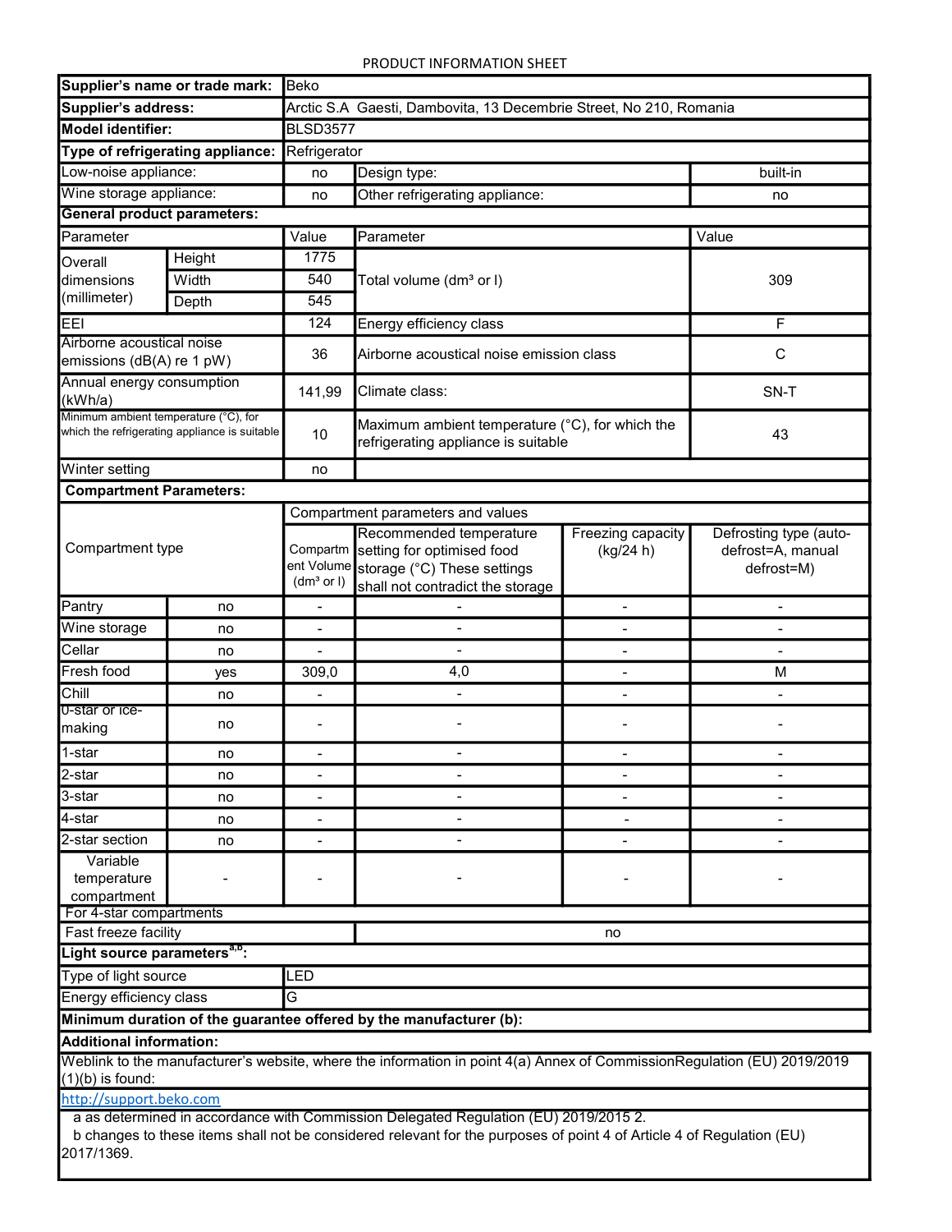# PRODUCT INFORMATION SHEET

| **Supplier's name or trade mark:** | Beko | | |
|---|---|---|---|
| **Supplier's address:** | Arctic S.A Gaesti, Dambovita, 13 Decembrie Street, No 210, Romania | | |
| **Model identifier:** | BLSD3577 | | |
| **Type of refrigerating appliance:** | Refrigerator | | |
| Low-noise appliance: | no | Design type: | built-in |
| Wine storage appliance: | no | Other refrigerating appliance: | no |

**General product parameters:**

| Parameter | | Value | Parameter | Value |
|---|---|---|---|---|
| Overall dimensions (millimeter) | Height | 1775 | Total volume (dm³ or l) | 309 |
| | Width | 540 | | |
| | Depth | 545 | | |
| EEI | | 124 | Energy efficiency class | F |
| Airborne acoustical noise emissions (dB(A) re 1 pW) | | 36 | Airborne acoustical noise emission class | C |
| Annual energy consumption (kWh/a) | | 141,99 | Climate class: | SN-T |
| Minimum ambient temperature (°C), for which the refrigerating appliance is suitable | | 10 | Maximum ambient temperature (°C), for which the refrigerating appliance is suitable | 43 |
| Winter setting | | no | | |

**Compartment Parameters:**

| Compartment type | | Compartment Volume (dm³ or l) | Recommended temperature setting for optimised food storage (°C) These settings shall not contradict the storage | Freezing capacity (kg/24 h) | Defrosting type (auto-defrost=A, manual defrost=M) |
|---|---|---|---|---|---|
| Pantry | no | - | - | - | - |
| Wine storage | no | - | - | - | - |
| Cellar | no | - | - | - | - |
| Fresh food | yes | 309,0 | 4,0 | - | M |
| Chill | no | - | - | - | - |
| 0-star or ice-making | no | - | - | - | - |
| 1-star | no | - | - | - | - |
| 2-star | no | - | - | - | - |
| 3-star | no | - | - | - | - |
| 4-star | no | - | - | - | - |
| 2-star section | no | - | - | - | - |
| Variable temperature compartment | - | - | - | - | - |

For 4-star compartments

| Fast freeze facility | no |
|---|---|

**Light source parameters[a,b]:**

| Type of light source | LED |
|---|---|
| Energy efficiency class | G |

**Minimum duration of the guarantee offered by the manufacturer (b):**

**Additional information:**

Weblink to the manufacturer's website, where the information in point 4(a) Annex of CommissionRegulation (EU) 2019/2019 (1)(b) is found:

http://support.beko.com

a as determined in accordance with Commission Delegated Regulation (EU) 2019/2015 2.

b changes to these items shall not be considered relevant for the purposes of point 4 of Article 4 of Regulation (EU) 2017/1369.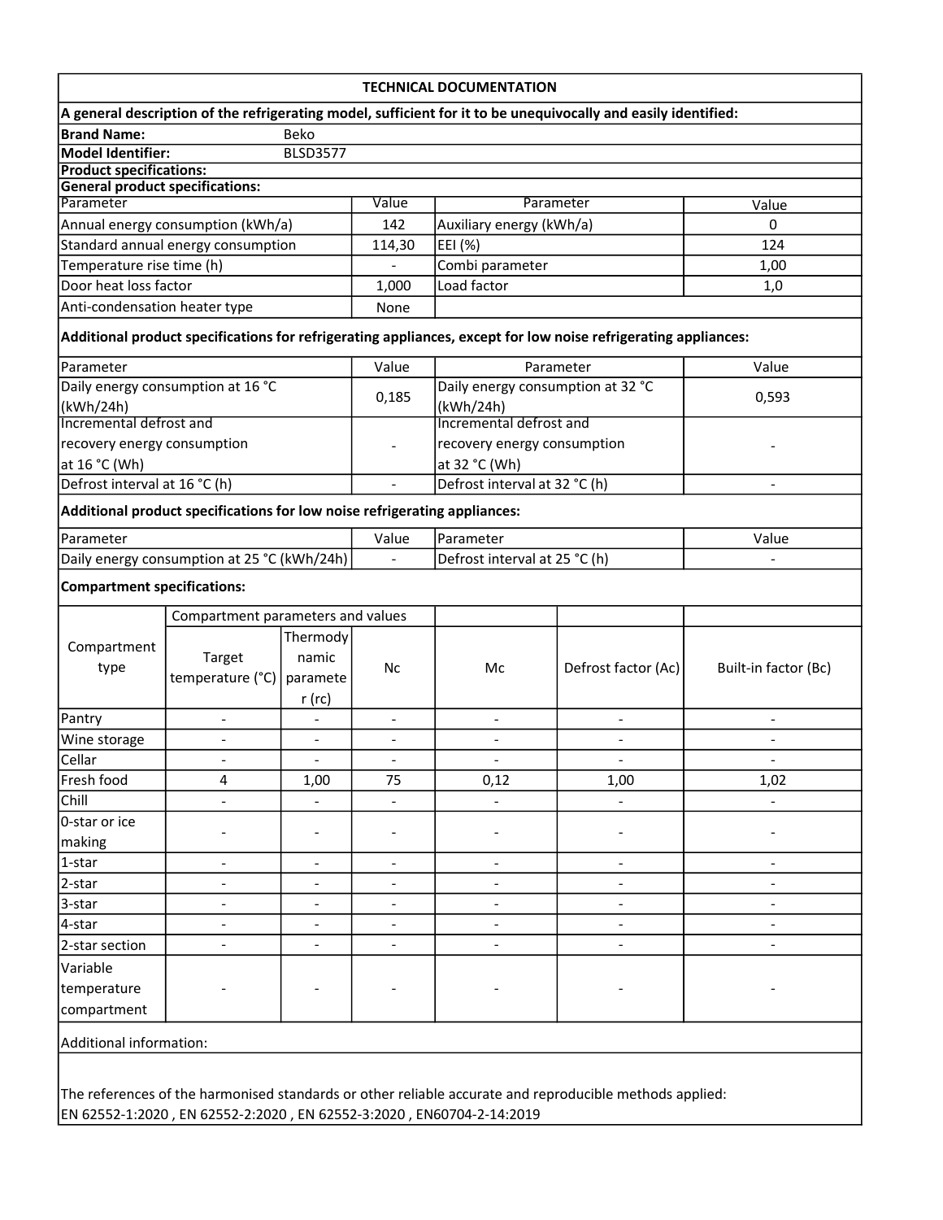## TECHNICAL DOCUMENTATION

**A general description of the refrigerating model, sufficient for it to be unequivocally and easily identified:**

**Brand Name:** Beko

**Model Identifier:** BLSD3577

**Product specifications:**

**General product specifications:**

| Parameter | Value | Parameter | Value |
|---|---|---|---|
| Annual energy consumption (kWh/a) | 142 | Auxiliary energy (kWh/a) | 0 |
| Standard annual energy consumption | 114,30 | EEI (%) | 124 |
| Temperature rise time (h) | - | Combi parameter | 1,00 |
| Door heat loss factor | 1,000 | Load factor | 1,0 |
| Anti-condensation heater type | None | | |

**Additional product specifications for refrigerating appliances, except for low noise refrigerating appliances:**

| Parameter | Value | Parameter | Value |
|---|---|---|---|
| Daily energy consumption at 16 °C (kWh/24h) | 0,185 | Daily energy consumption at 32 °C (kWh/24h) | 0,593 |
| Incremental defrost and recovery energy consumption at 16 °C (Wh) | - | Incremental defrost and recovery energy consumption at 32 °C (Wh) | - |
| Defrost interval at 16 °C (h) | - | Defrost interval at 32 °C (h) | - |

**Additional product specifications for low noise refrigerating appliances:**

| Parameter | Value | Parameter | Value |
|---|---|---|---|
| Daily energy consumption at 25 °C (kWh/24h) | - | Defrost interval at 25 °C (h) | - |

**Compartment specifications:**

| Compartment type | Compartment parameters and values | | | | | |
|---|---|---|---|---|---|---|
| | Target temperature (°C) | Thermodynamic parameter (rc) | Nc | Mc | Defrost factor (Ac) | Built-in factor (Bc) |
| Pantry | - | - | - | - | - | - |
| Wine storage | - | - | - | - | - | - |
| Cellar | - | - | - | - | - | - |
| Fresh food | 4 | 1,00 | 75 | 0,12 | 1,00 | 1,02 |
| Chill | - | - | - | - | - | - |
| 0-star or ice making | - | - | - | - | - | - |
| 1-star | - | - | - | - | - | - |
| 2-star | - | - | - | - | - | - |
| 3-star | - | - | - | - | - | - |
| 4-star | - | - | - | - | - | - |
| 2-star section | - | - | - | - | - | - |
| Variable temperature compartment | - | - | - | - | - | - |

Additional information:

The references of the harmonised standards or other reliable accurate and reproducible methods applied:
EN 62552-1:2020 , EN 62552-2:2020 , EN 62552-3:2020 , EN60704-2-14:2019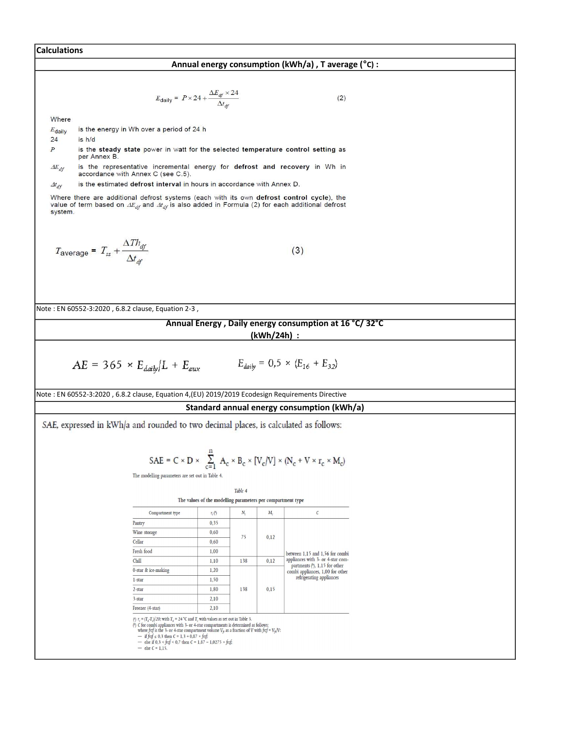## Calculations

### Annual energy consumption (kWh/a) , T average (°C) :

$$E_{\text{daily}} = P \times 24 + \frac{\Delta E_{df} \times 24}{\Delta t_{df}} \qquad (2)$$

Where

- $E_{\text{daily}}$ is the energy in Wh over a period of 24 h
- 24 is h/d
- $P$ is the **steady state** power in watt for the selected **temperature control setting** as per Annex B.
- $\Delta E_{df}$ is the representative incremental energy for **defrost and recovery** in Wh in accordance with Annex C (see C.5).
- $\Delta t_{df}$ is the estimated **defrost interval** in hours in accordance with Annex D.

Where there are additional defrost systems (each with its own **defrost control cycle**), the value of term based on $\Delta E_{df}$ and $\Delta t_{df}$ is also added in Formula (2) for each additional defrost system.

$$T_{\text{average}} = T_{ss} + \frac{\Delta Th_{df}}{\Delta t_{df}} \qquad (3)$$

Note : EN 60552-3:2020 , 6.8.2 clause, Equation 2-3 ,

### Annual Energy , Daily energy consumption at 16 °C/ 32°C (kWh/24h) :

$$AE = 365 \times E_{daily}/L + E_{aux} \qquad E_{daily} = 0{,}5 \times (E_{16} + E_{32})$$

Note : EN 60552-3:2020 , 6.8.2 clause, Equation 4,(EU) 2019/2019 Ecodesign Requirements Directive

### Standard annual energy consumption (kWh/a)

SAE, expressed in kWh/a and rounded to two decimal places, is calculated as follows:

$$SAE = C \times D \times \sum_{c=1}^{n} A_c \times B_c \times [V_c/V] \times (N_c + V \times r_c \times M_c)$$

The modelling parameters are set out in Table 4.

Table 4

The values of the modelling parameters per compartment type

| Compartment type | $r_c$ (*) | $N_c$ | $M_c$ | C |
|---|---|---|---|---|
| Pantry | 0,35 | 75 | 0,12 | between 1,15 and 1,56 for combi appliances with 3- or 4-star compartments (*), 1,15 for other combi appliances, 1,00 for other refrigerating appliances |
| Wine storage | 0,60 | | | |
| Cellar | 0,60 | | | |
| Fresh food | 1,00 | | | |
| Chill | 1,10 | 138 | 0,12 | |
| 0-star & ice-making | 1,20 | 138 | 0,15 | |
| 1-star | 1,50 | | | |
| 2-star | 1,80 | | | |
| 3-star | 2,10 | | | |
| Freezer (4-star) | 2,10 | | | |

(*) $r_c = (T_a - T_c)/20$; with $T_a = 24$ °C and $T_c$ with values as set out in Table 3.

(*) C for combi appliances with 3- or 4-star compartments is determined as follows:
where $frzf$ is the 3- or 4-star compartment volume $V_F$ as a fraction of V with $frzf = V_F/V$:

- if $frzf \leq 0{,}3$ then $C = 1{,}3 + 0{,}87 \times frzf$;
- else if $0{,}3 < frzf < 0{,}7$ then $C = 1{,}87 - 1{,}0275 \times frzf$;
- else $C = 1{,}15$.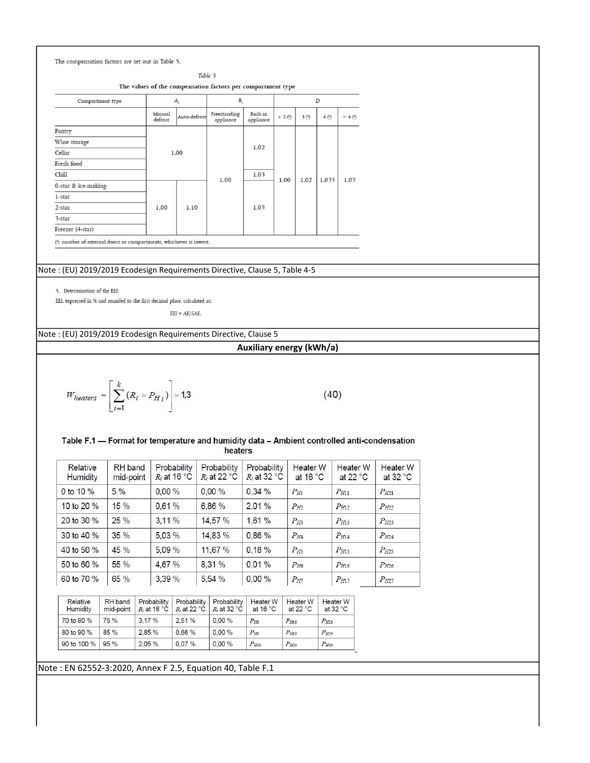The compensation factors are set out in Table 5.

Table 5

The values of the compensation factors per compartment type

| Compartment type | $A_c$ | | $B_c$ | | D | | | |
|---|---|---|---|---|---|---|---|---|
| | Manual defrost | Auto-defrost | Freestanding appliance | Built-in appliance | ≤ 2 (*) | 3 (*) | 4 (*) | > 4 (*) |
| Pantry | 1,00 | | 1,00 | 1,02 | 1,00 | 1,02 | 1,035 | 1,05 |
| Wine storage | 1,00 | | 1,00 | 1,02 | 1,00 | 1,02 | 1,035 | 1,05 |
| Cellar | 1,00 | | 1,00 | 1,02 | 1,00 | 1,02 | 1,035 | 1,05 |
| Fresh food | 1,00 | | 1,00 | 1,02 | 1,00 | 1,02 | 1,035 | 1,05 |
| Chill | 1,00 | | 1,00 | 1,03 | 1,00 | 1,02 | 1,035 | 1,05 |
| 0-star & ice-making | 1,00 | 1,10 | 1,00 | 1,05 | 1,00 | 1,02 | 1,035 | 1,05 |
| 1-star | 1,00 | 1,10 | 1,00 | 1,05 | 1,00 | 1,02 | 1,035 | 1,05 |
| 2-star | 1,00 | 1,10 | 1,00 | 1,05 | 1,00 | 1,02 | 1,035 | 1,05 |
| 3-star | 1,00 | 1,10 | 1,00 | 1,05 | 1,00 | 1,02 | 1,035 | 1,05 |
| Freezer (4-star) | 1,00 | 1,10 | 1,00 | 1,05 | 1,00 | 1,02 | 1,035 | 1,05 |

(*) number of external doors or compartments, whichever is lowest.

Note : (EU) 2019/2019 Ecodesign Requirements Directive, Clause 5, Table 4-5

5. Determination of the EEI:

EEI, expressed in % and rounded to the first decimal place, calculated as:

$$EEI = AE/SAE.$$

Note : (EU) 2019/2019 Ecodesign Requirements Directive, Clause 5

**Auxiliary energy (kWh/a)**

$$W_{heaters} = \left[\sum_{i=1}^{k} (R_i \times P_{H\,i})\right] \times 1{,}3 \qquad (40)$$

**Table F.1 — Format for temperature and humidity data – Ambient controlled anti-condensation heaters**

| Relative Humidity | RH band mid-point | Probability $R_i$ at 16 °C | Probability $R_i$ at 22 °C | Probability $R_i$ at 32 °C | Heater W at 16 °C | Heater W at 22 °C | Heater W at 32 °C |
|---|---|---|---|---|---|---|---|
| 0 to 10 % | 5 % | 0,00 % | 0,00 % | 0,34 % | $P_{H1}$ | $P_{H11}$ | $P_{H21}$ |
| 10 to 20 % | 15 % | 0,61 % | 6,86 % | 2,01 % | $P_{H2}$ | $P_{H12}$ | $P_{H22}$ |
| 20 to 30 % | 25 % | 3,11 % | 14,57 % | 1,61 % | $P_{H3}$ | $P_{H13}$ | $P_{H23}$ |
| 30 to 40 % | 35 % | 5,03 % | 14,83 % | 0,86 % | $P_{H4}$ | $P_{H14}$ | $P_{H24}$ |
| 40 to 50 % | 45 % | 5,09 % | 11,67 % | 0,18 % | $P_{H5}$ | $P_{H15}$ | $P_{H25}$ |
| 50 to 60 % | 55 % | 4,67 % | 8,31 % | 0,01 % | $P_{H6}$ | $P_{H16}$ | $P_{H26}$ |
| 60 to 70 % | 65 % | 3,39 % | 5,54 % | 0,00 % | $P_{H7}$ | $P_{H17}$ | $P_{H27}$ |
| 70 to 80 % | 75 % | 3,17 % | 2,51 % | 0,00 % | $P_{H8}$ | $P_{H18}$ | $P_{H28}$ |
| 80 to 90 % | 85 % | 2,85 % | 0,66 % | 0,00 % | $P_{H9}$ | $P_{H19}$ | $P_{H29}$ |
| 90 to 100 % | 95 % | 2,05 % | 0,07 % | 0,00 % | $P_{H10}$ | $P_{H20}$ | $P_{H30}$ |

Note : EN 62552-3:2020, Annex F 2.5, Equation 40, Table F.1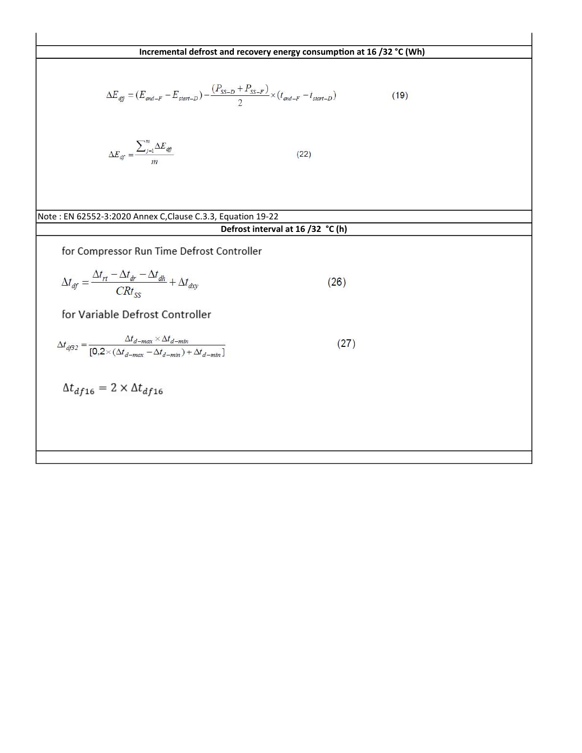**Incremental defrost and recovery energy consumption at 16 /32 °C (Wh)**

$$\Delta E_{dfj} = (E_{end-F} - E_{start-D}) - \frac{(P_{SS-D} + P_{SS-F})}{2} \times (t_{end-F} - t_{start-D}) \qquad (19)$$

$$\Delta E_{df} = \frac{\sum_{j=1}^{m} \Delta E_{dfj}}{m} \qquad (22)$$

Note : EN 62552-3:2020 Annex C,Clause C.3.3, Equation 19-22

**Defrost interval at 16 /32 °C (h)**

for Compressor Run Time Defrost Controller

$$\Delta t_{df} = \frac{\Delta t_{rt} - \Delta t_{dr} - \Delta t_{dh}}{CRt_{SS}} + \Delta t_{dxy} \qquad (26)$$

for Variable Defrost Controller

$$\Delta t_{df32} = \frac{\Delta t_{d-max} \times \Delta t_{d-min}}{[0,2 \times (\Delta t_{d-max} - \Delta t_{d-min}) + \Delta t_{d-min}]} \qquad (27)$$

$$\Delta t_{df16} = 2 \times \Delta t_{df16}$$